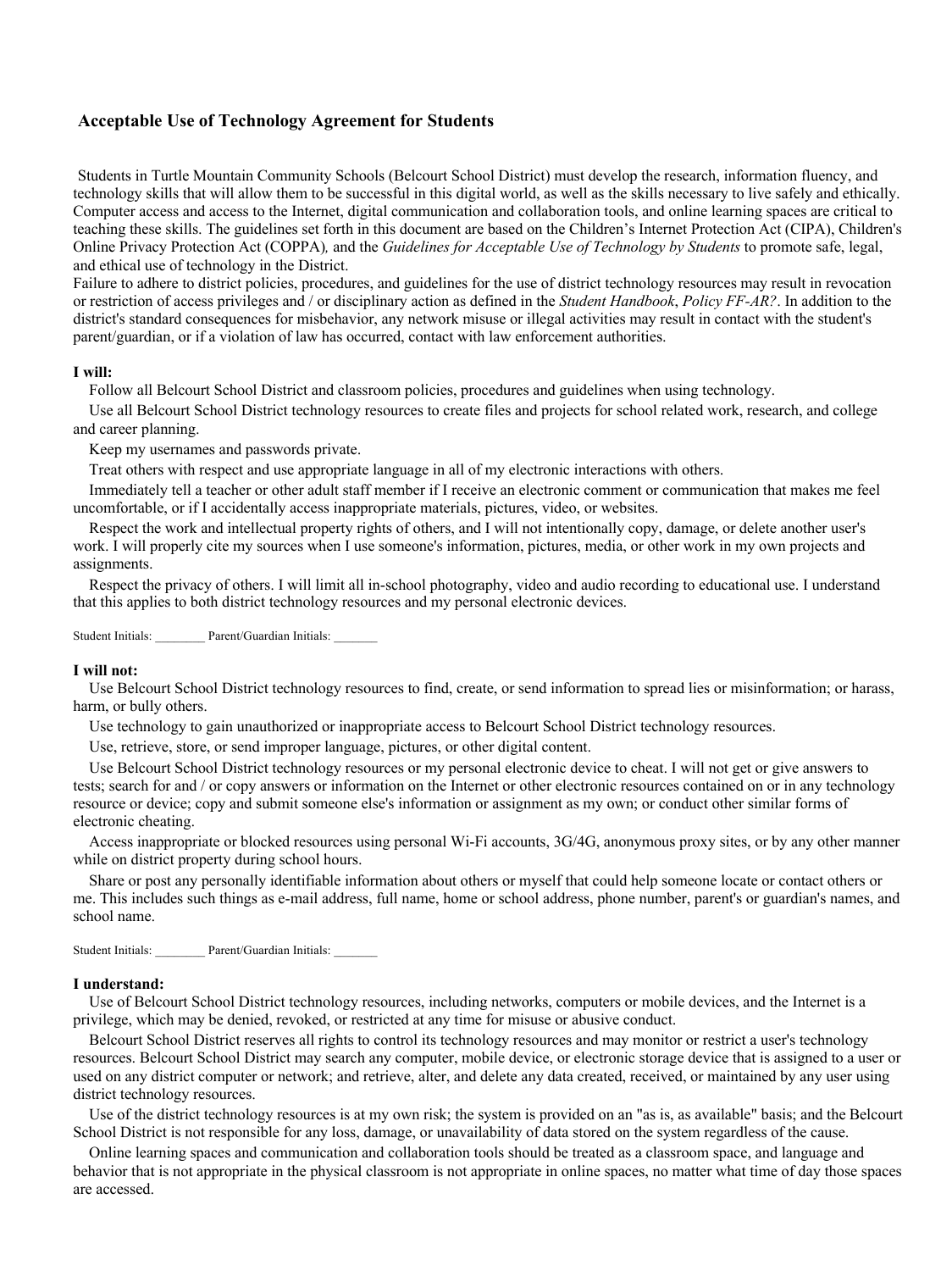## Acceptable Use of Technology Agreement for Students

Students in Turtle Mountain Community Schools (Belcourt School District) must develop the research, information fluency, and technology skills that will allow them to be successful in this digital world, as well as the skills necessary to live safely and ethically. Computer access and access to the Internet, digital communication and collaboration tools, and online learning spaces are critical to teaching these skills. The guidelines set forth in this document are based on the Children's Internet Protection Act (CIPA), Children's Online Privacy Protection Act (COPPA), and the *Guidelines for Acceptable Use of Technology by Students* to promote safe, legal, and ethical use of technology in the District.

Failure to adhere to district policies, procedures, and guidelines for the use of district technology resources may result in revocation or restriction of access privileges and / or disciplinary action as defined in the *Student Handbook*, *Policy FF-AR?*. In addition to the district's standard consequences for misbehavior, any network misuse or illegal activities may result in contact with the student's parent/guardian, or if a violation of law has occurred, contact with law enforcement authorities.

**I will:**

Follow all Belcourt School District and classroom policies, procedures and guidelines when using technology.

Use all Belcourt School District technology resources to create files and projects for school related work, research, and college and career planning.

Keep my usernames and passwords private.

Treat others with respect and use appropriate language in all of my electronic interactions with others.

Immediately tell a teacher or other adult staff member if I receive an electronic comment or communication that makes me feel uncomfortable, or if I accidentally access inappropriate materials, pictures, video, or websites.

Respect the work and intellectual property rights of others, and I will not intentionally copy, damage, or delete another user's work. I will properly cite my sources when I use someone's information, pictures, media, or other work in my own projects and assignments.

Respect the privacy of others. I will limit all in-school photography, video and audio recording to educational use. I understand that this applies to both district technology resources and my personal electronic devices.

Student Initials: ________ Parent/Guardian Initials: _______

**I will not:**

Use Belcourt School District technology resources to find, create, or send information to spread lies or misinformation; or harass, harm, or bully others.

Use technology to gain unauthorized or inappropriate access to Belcourt School District technology resources.

Use, retrieve, store, or send improper language, pictures, or other digital content.

Use Belcourt School District technology resources or my personal electronic device to cheat. I will not get or give answers to tests; search for and / or copy answers or information on the Internet or other electronic resources contained on or in any technology resource or device; copy and submit someone else's information or assignment as my own; or conduct other similar forms of electronic cheating.

Access inappropriate or blocked resources using personal Wi-Fi accounts, 3G/4G, anonymous proxy sites, or by any other manner while on district property during school hours.

Share or post any personally identifiable information about others or myself that could help someone locate or contact others or me. This includes such things as e-mail address, full name, home or school address, phone number, parent's or guardian's names, and school name.

Student Initials: ________ Parent/Guardian Initials: _______

**I understand:**

Use of Belcourt School District technology resources, including networks, computers or mobile devices, and the Internet is a privilege, which may be denied, revoked, or restricted at any time for misuse or abusive conduct.

Belcourt School District reserves all rights to control its technology resources and may monitor or restrict a user's technology resources. Belcourt School District may search any computer, mobile device, or electronic storage device that is assigned to a user or used on any district computer or network; and retrieve, alter, and delete any data created, received, or maintained by any user using district technology resources.

Use of the district technology resources is at my own risk; the system is provided on an "as is, as available" basis; and the Belcourt School District is not responsible for any loss, damage, or unavailability of data stored on the system regardless of the cause.

Online learning spaces and communication and collaboration tools should be treated as a classroom space, and language and behavior that is not appropriate in the physical classroom is not appropriate in online spaces, no matter what time of day those spaces are accessed.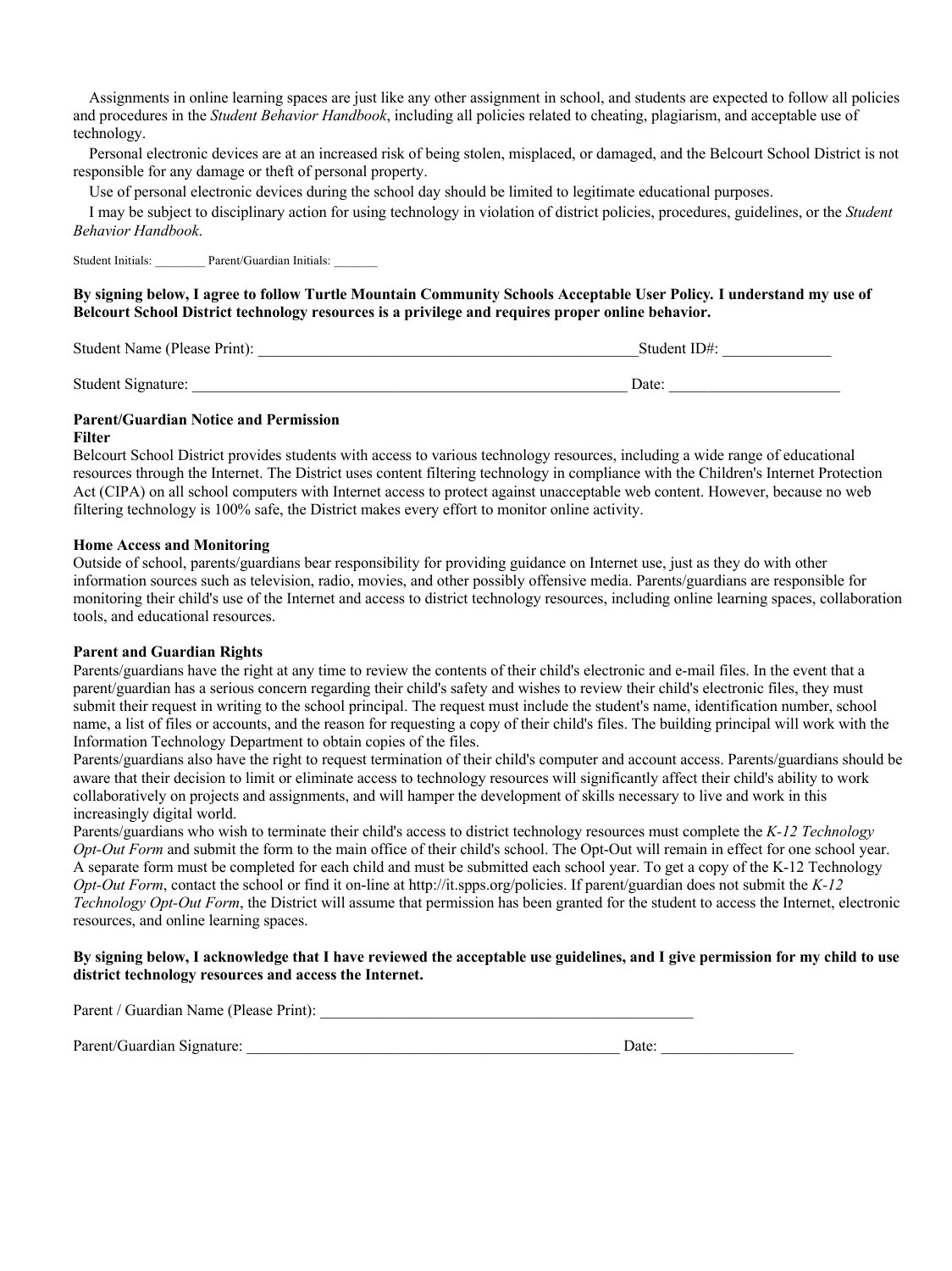Assignments in online learning spaces are just like any other assignment in school, and students are expected to follow all policies and procedures in the *Student Behavior Handbook*, including all policies related to cheating, plagiarism, and acceptable use of technology.

Personal electronic devices are at an increased risk of being stolen, misplaced, or damaged, and the Belcourt School District is not responsible for any damage or theft of personal property.

Use of personal electronic devices during the school day should be limited to legitimate educational purposes.

I may be subject to disciplinary action for using technology in violation of district policies, procedures, guidelines, or the *Student Behavior Handbook*.

Student Initials: ________ Parent/Guardian Initials: _______

**By signing below, I agree to follow Turtle Mountain Community Schools Acceptable User Policy. I understand my use of Belcourt School District technology resources is a privilege and requires proper online behavior.**

Student Name (Please Print): ____________________________________________________Student ID#: ______________

Student Signature: ___________________________________________________________ Date: ______________________

**Parent/Guardian Notice and Permission**

**Filter**

Belcourt School District provides students with access to various technology resources, including a wide range of educational resources through the Internet. The District uses content filtering technology in compliance with the Children's Internet Protection Act (CIPA) on all school computers with Internet access to protect against unacceptable web content. However, because no web filtering technology is 100% safe, the District makes every effort to monitor online activity.

**Home Access and Monitoring**

Outside of school, parents/guardians bear responsibility for providing guidance on Internet use, just as they do with other information sources such as television, radio, movies, and other possibly offensive media. Parents/guardians are responsible for monitoring their child's use of the Internet and access to district technology resources, including online learning spaces, collaboration tools, and educational resources.

**Parent and Guardian Rights**

Parents/guardians have the right at any time to review the contents of their child's electronic and e-mail files. In the event that a parent/guardian has a serious concern regarding their child's safety and wishes to review their child's electronic files, they must submit their request in writing to the school principal. The request must include the student's name, identification number, school name, a list of files or accounts, and the reason for requesting a copy of their child's files. The building principal will work with the Information Technology Department to obtain copies of the files.

Parents/guardians also have the right to request termination of their child's computer and account access. Parents/guardians should be aware that their decision to limit or eliminate access to technology resources will significantly affect their child's ability to work collaboratively on projects and assignments, and will hamper the development of skills necessary to live and work in this increasingly digital world.

Parents/guardians who wish to terminate their child's access to district technology resources must complete the *K-12 Technology Opt-Out Form* and submit the form to the main office of their child's school. The Opt-Out will remain in effect for one school year. A separate form must be completed for each child and must be submitted each school year. To get a copy of the K-12 Technology *Opt-Out Form*, contact the school or find it on-line at http://it.spps.org/policies. If parent/guardian does not submit the *K-12 Technology Opt-Out Form*, the District will assume that permission has been granted for the student to access the Internet, electronic resources, and online learning spaces.

**By signing below, I acknowledge that I have reviewed the acceptable use guidelines, and I give permission for my child to use district technology resources and access the Internet.**

Parent / Guardian Name (Please Print): __________________________________________________

Parent/Guardian Signature: _________________________________________________ Date: _________________